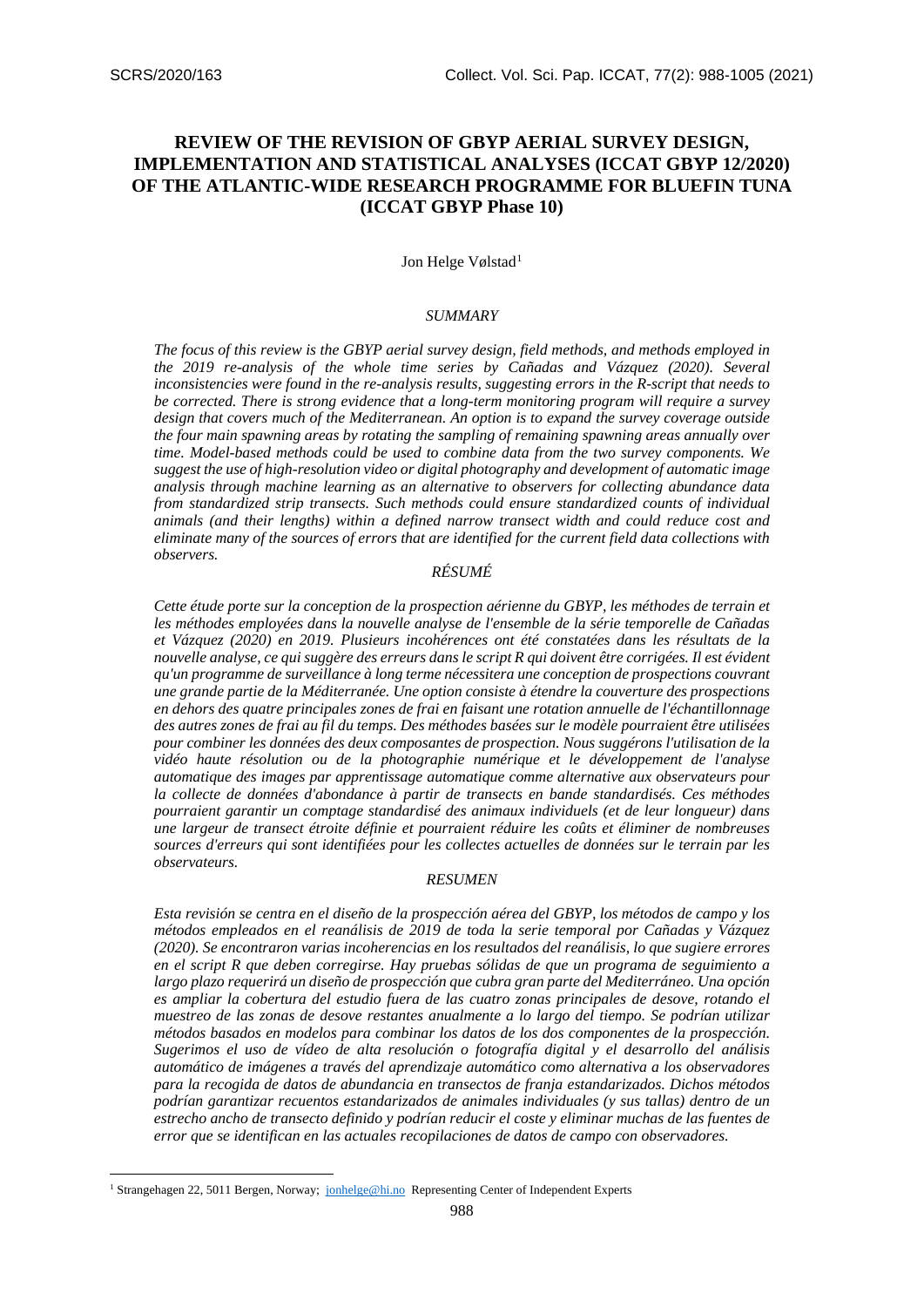# REVIEW OF THE REVISION OF GBYP AERIAL SURVEY DESIGN, IMPLEMENTATION AND STATISTICAL ANALYSES (ICCAT GBYP 12/2020) OF THE ATLANTIC-WIDE RESEARCH PROGRAMME FOR BLUEFIN TUNA (ICCAT GBYP Phase 10)

Jon Helge Vølstad[1]

## SUMMARY

*The focus of this review is the GBYP aerial survey design, field methods, and methods employed in the 2019 re-analysis of the whole time series by Cañadas and Vázquez (2020). Several inconsistencies were found in the re-analysis results, suggesting errors in the R-script that needs to be corrected. There is strong evidence that a long-term monitoring program will require a survey design that covers much of the Mediterranean. An option is to expand the survey coverage outside the four main spawning areas by rotating the sampling of remaining spawning areas annually over time. Model-based methods could be used to combine data from the two survey components. We suggest the use of high-resolution video or digital photography and development of automatic image analysis through machine learning as an alternative to observers for collecting abundance data from standardized strip transects. Such methods could ensure standardized counts of individual animals (and their lengths) within a defined narrow transect width and could reduce cost and eliminate many of the sources of errors that are identified for the current field data collections with observers.*

## RÉSUMÉ

*Cette étude porte sur la conception de la prospection aérienne du GBYP, les méthodes de terrain et les méthodes employées dans la nouvelle analyse de l'ensemble de la série temporelle de Cañadas et Vázquez (2020) en 2019. Plusieurs incohérences ont été constatées dans les résultats de la nouvelle analyse, ce qui suggère des erreurs dans le script R qui doivent être corrigées. Il est évident qu'un programme de surveillance à long terme nécessitera une conception de prospections couvrant une grande partie de la Méditerranée. Une option consiste à étendre la couverture des prospections en dehors des quatre principales zones de frai en faisant une rotation annuelle de l'échantillonnage des autres zones de frai au fil du temps. Des méthodes basées sur le modèle pourraient être utilisées pour combiner les données des deux composantes de prospection. Nous suggérons l'utilisation de la vidéo haute résolution ou de la photographie numérique et le développement de l'analyse automatique des images par apprentissage automatique comme alternative aux observateurs pour la collecte de données d'abondance à partir de transects en bande standardisés. Ces méthodes pourraient garantir un comptage standardisé des animaux individuels (et de leur longueur) dans une largeur de transect étroite définie et pourraient réduire les coûts et éliminer de nombreuses sources d'erreurs qui sont identifiées pour les collectes actuelles de données sur le terrain par les observateurs.*

## RESUMEN

*Esta revisión se centra en el diseño de la prospección aérea del GBYP, los métodos de campo y los métodos empleados en el reanálisis de 2019 de toda la serie temporal por Cañadas y Vázquez (2020). Se encontraron varias incoherencias en los resultados del reanálisis, lo que sugiere errores en el script R que deben corregirse. Hay pruebas sólidas de que un programa de seguimiento a largo plazo requerirá un diseño de prospección que cubra gran parte del Mediterráneo. Una opción es ampliar la cobertura del estudio fuera de las cuatro zonas principales de desove, rotando el muestreo de las zonas de desove restantes anualmente a lo largo del tiempo. Se podrían utilizar métodos basados en modelos para combinar los datos de los dos componentes de la prospección. Sugerimos el uso de vídeo de alta resolución o fotografía digital y el desarrollo del análisis automático de imágenes a través del aprendizaje automático como alternativa a los observadores para la recogida de datos de abundancia en transectos de franja estandarizados. Dichos métodos podrían garantizar recuentos estandarizados de animales individuales (y sus tallas) dentro de un estrecho ancho de transecto definido y podrían reducir el coste y eliminar muchas de las fuentes de error que se identifican en las actuales recopilaciones de datos de campo con observadores.*

---

[1] Strangehagen 22, 5011 Bergen, Norway; jonhelge@hi.no Representing Center of Independent Experts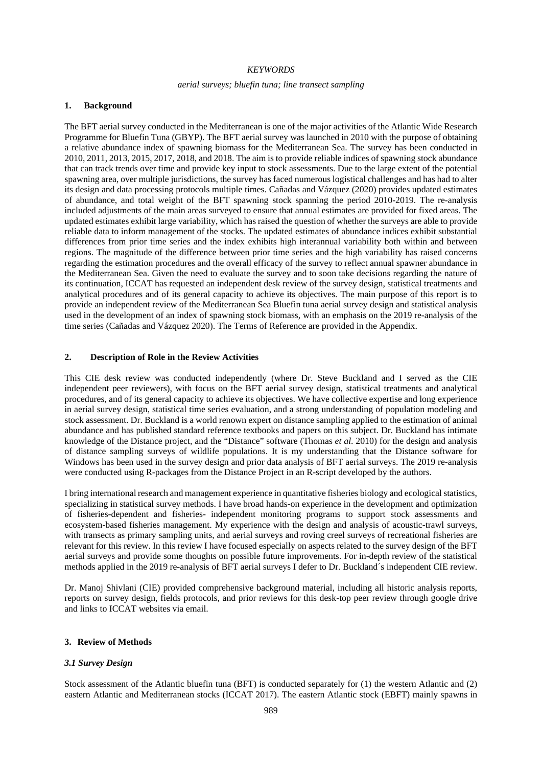*KEYWORDS*

*aerial surveys; bluefin tuna; line transect sampling*

## 1. Background

The BFT aerial survey conducted in the Mediterranean is one of the major activities of the Atlantic Wide Research Programme for Bluefin Tuna (GBYP). The BFT aerial survey was launched in 2010 with the purpose of obtaining a relative abundance index of spawning biomass for the Mediterranean Sea. The survey has been conducted in 2010, 2011, 2013, 2015, 2017, 2018, and 2018. The aim is to provide reliable indices of spawning stock abundance that can track trends over time and provide key input to stock assessments. Due to the large extent of the potential spawning area, over multiple jurisdictions, the survey has faced numerous logistical challenges and has had to alter its design and data processing protocols multiple times. Cañadas and Vázquez (2020) provides updated estimates of abundance, and total weight of the BFT spawning stock spanning the period 2010-2019. The re-analysis included adjustments of the main areas surveyed to ensure that annual estimates are provided for fixed areas. The updated estimates exhibit large variability, which has raised the question of whether the surveys are able to provide reliable data to inform management of the stocks. The updated estimates of abundance indices exhibit substantial differences from prior time series and the index exhibits high interannual variability both within and between regions. The magnitude of the difference between prior time series and the high variability has raised concerns regarding the estimation procedures and the overall efficacy of the survey to reflect annual spawner abundance in the Mediterranean Sea. Given the need to evaluate the survey and to soon take decisions regarding the nature of its continuation, ICCAT has requested an independent desk review of the survey design, statistical treatments and analytical procedures and of its general capacity to achieve its objectives. The main purpose of this report is to provide an independent review of the Mediterranean Sea Bluefin tuna aerial survey design and statistical analysis used in the development of an index of spawning stock biomass, with an emphasis on the 2019 re-analysis of the time series (Cañadas and Vázquez 2020). The Terms of Reference are provided in the Appendix.

## 2. Description of Role in the Review Activities

This CIE desk review was conducted independently (where Dr. Steve Buckland and I served as the CIE independent peer reviewers), with focus on the BFT aerial survey design, statistical treatments and analytical procedures, and of its general capacity to achieve its objectives. We have collective expertise and long experience in aerial survey design, statistical time series evaluation, and a strong understanding of population modeling and stock assessment. Dr. Buckland is a world renown expert on distance sampling applied to the estimation of animal abundance and has published standard reference textbooks and papers on this subject. Dr. Buckland has intimate knowledge of the Distance project, and the "Distance" software (Thomas *et al*. 2010) for the design and analysis of distance sampling surveys of wildlife populations. It is my understanding that the Distance software for Windows has been used in the survey design and prior data analysis of BFT aerial surveys. The 2019 re-analysis were conducted using R-packages from the Distance Project in an R-script developed by the authors.

I bring international research and management experience in quantitative fisheries biology and ecological statistics, specializing in statistical survey methods. I have broad hands-on experience in the development and optimization of fisheries-dependent and fisheries- independent monitoring programs to support stock assessments and ecosystem-based fisheries management. My experience with the design and analysis of acoustic-trawl surveys, with transects as primary sampling units, and aerial surveys and roving creel surveys of recreational fisheries are relevant for this review. In this review I have focused especially on aspects related to the survey design of the BFT aerial surveys and provide some thoughts on possible future improvements. For in-depth review of the statistical methods applied in the 2019 re-analysis of BFT aerial surveys I defer to Dr. Buckland´s independent CIE review.

Dr. Manoj Shivlani (CIE) provided comprehensive background material, including all historic analysis reports, reports on survey design, fields protocols, and prior reviews for this desk-top peer review through google drive and links to ICCAT websites via email.

## 3. Review of Methods

### *3.1 Survey Design*

Stock assessment of the Atlantic bluefin tuna (BFT) is conducted separately for (1) the western Atlantic and (2) eastern Atlantic and Mediterranean stocks (ICCAT 2017). The eastern Atlantic stock (EBFT) mainly spawns in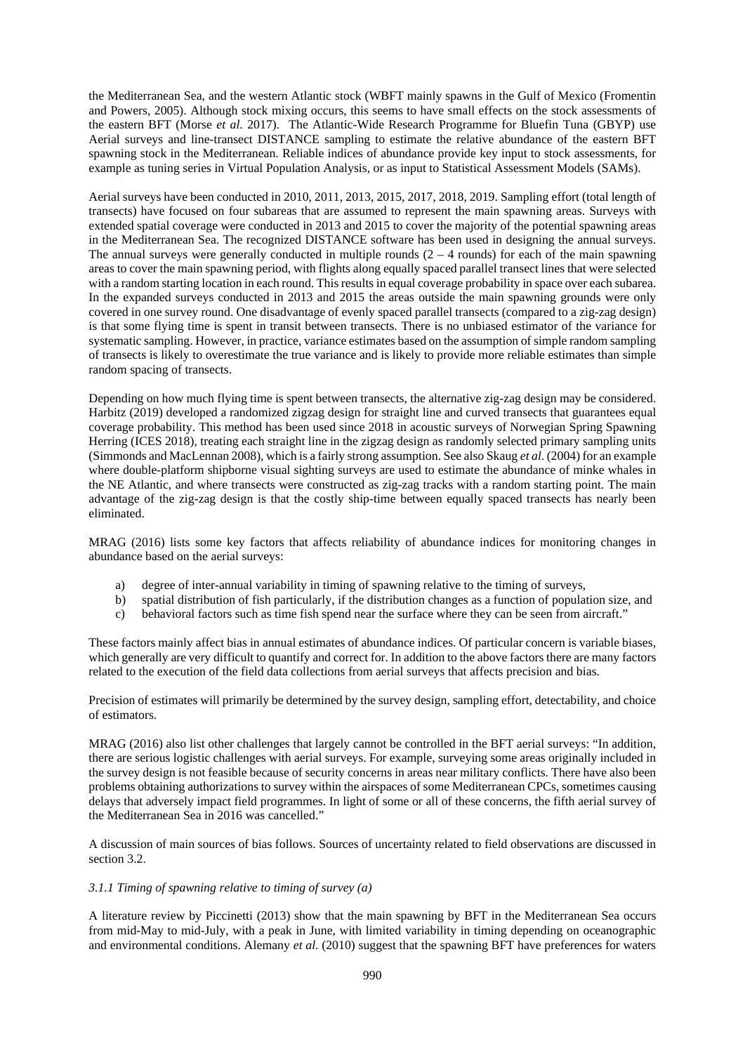the Mediterranean Sea, and the western Atlantic stock (WBFT mainly spawns in the Gulf of Mexico (Fromentin and Powers, 2005). Although stock mixing occurs, this seems to have small effects on the stock assessments of the eastern BFT (Morse *et al.* 2017). The Atlantic-Wide Research Programme for Bluefin Tuna (GBYP) use Aerial surveys and line-transect DISTANCE sampling to estimate the relative abundance of the eastern BFT spawning stock in the Mediterranean. Reliable indices of abundance provide key input to stock assessments, for example as tuning series in Virtual Population Analysis, or as input to Statistical Assessment Models (SAMs).

Aerial surveys have been conducted in 2010, 2011, 2013, 2015, 2017, 2018, 2019. Sampling effort (total length of transects) have focused on four subareas that are assumed to represent the main spawning areas. Surveys with extended spatial coverage were conducted in 2013 and 2015 to cover the majority of the potential spawning areas in the Mediterranean Sea. The recognized DISTANCE software has been used in designing the annual surveys. The annual surveys were generally conducted in multiple rounds (2 – 4 rounds) for each of the main spawning areas to cover the main spawning period, with flights along equally spaced parallel transect lines that were selected with a random starting location in each round. This results in equal coverage probability in space over each subarea. In the expanded surveys conducted in 2013 and 2015 the areas outside the main spawning grounds were only covered in one survey round. One disadvantage of evenly spaced parallel transects (compared to a zig-zag design) is that some flying time is spent in transit between transects. There is no unbiased estimator of the variance for systematic sampling. However, in practice, variance estimates based on the assumption of simple random sampling of transects is likely to overestimate the true variance and is likely to provide more reliable estimates than simple random spacing of transects.

Depending on how much flying time is spent between transects, the alternative zig-zag design may be considered. Harbitz (2019) developed a randomized zigzag design for straight line and curved transects that guarantees equal coverage probability. This method has been used since 2018 in acoustic surveys of Norwegian Spring Spawning Herring (ICES 2018), treating each straight line in the zigzag design as randomly selected primary sampling units (Simmonds and MacLennan 2008), which is a fairly strong assumption. See also Skaug *et al.* (2004) for an example where double-platform shipborne visual sighting surveys are used to estimate the abundance of minke whales in the NE Atlantic, and where transects were constructed as zig-zag tracks with a random starting point. The main advantage of the zig-zag design is that the costly ship-time between equally spaced transects has nearly been eliminated.

MRAG (2016) lists some key factors that affects reliability of abundance indices for monitoring changes in abundance based on the aerial surveys:

a) degree of inter-annual variability in timing of spawning relative to the timing of surveys,
b) spatial distribution of fish particularly, if the distribution changes as a function of population size, and
c) behavioral factors such as time fish spend near the surface where they can be seen from aircraft."

These factors mainly affect bias in annual estimates of abundance indices. Of particular concern is variable biases, which generally are very difficult to quantify and correct for. In addition to the above factors there are many factors related to the execution of the field data collections from aerial surveys that affects precision and bias.

Precision of estimates will primarily be determined by the survey design, sampling effort, detectability, and choice of estimators.

MRAG (2016) also list other challenges that largely cannot be controlled in the BFT aerial surveys: "In addition, there are serious logistic challenges with aerial surveys. For example, surveying some areas originally included in the survey design is not feasible because of security concerns in areas near military conflicts. There have also been problems obtaining authorizations to survey within the airspaces of some Mediterranean CPCs, sometimes causing delays that adversely impact field programmes. In light of some or all of these concerns, the fifth aerial survey of the Mediterranean Sea in 2016 was cancelled."

A discussion of main sources of bias follows. Sources of uncertainty related to field observations are discussed in section 3.2.

### *3.1.1 Timing of spawning relative to timing of survey (a)*

A literature review by Piccinetti (2013) show that the main spawning by BFT in the Mediterranean Sea occurs from mid-May to mid-July, with a peak in June, with limited variability in timing depending on oceanographic and environmental conditions. Alemany *et al.* (2010) suggest that the spawning BFT have preferences for waters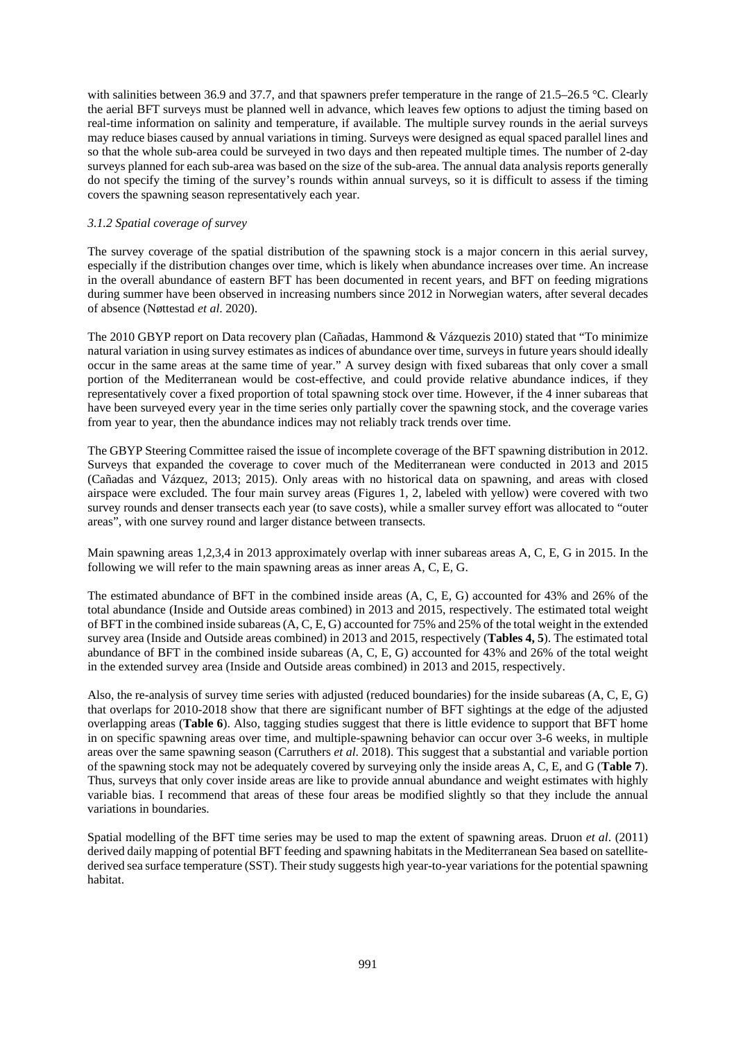with salinities between 36.9 and 37.7, and that spawners prefer temperature in the range of 21.5–26.5 °C. Clearly the aerial BFT surveys must be planned well in advance, which leaves few options to adjust the timing based on real-time information on salinity and temperature, if available. The multiple survey rounds in the aerial surveys may reduce biases caused by annual variations in timing. Surveys were designed as equal spaced parallel lines and so that the whole sub-area could be surveyed in two days and then repeated multiple times. The number of 2-day surveys planned for each sub-area was based on the size of the sub-area. The annual data analysis reports generally do not specify the timing of the survey's rounds within annual surveys, so it is difficult to assess if the timing covers the spawning season representatively each year.

*3.1.2 Spatial coverage of survey*

The survey coverage of the spatial distribution of the spawning stock is a major concern in this aerial survey, especially if the distribution changes over time, which is likely when abundance increases over time. An increase in the overall abundance of eastern BFT has been documented in recent years, and BFT on feeding migrations during summer have been observed in increasing numbers since 2012 in Norwegian waters, after several decades of absence (Nøttestad *et al*. 2020).

The 2010 GBYP report on Data recovery plan (Cañadas, Hammond & Vázquezis 2010) stated that "To minimize natural variation in using survey estimates as indices of abundance over time, surveys in future years should ideally occur in the same areas at the same time of year." A survey design with fixed subareas that only cover a small portion of the Mediterranean would be cost-effective, and could provide relative abundance indices, if they representatively cover a fixed proportion of total spawning stock over time. However, if the 4 inner subareas that have been surveyed every year in the time series only partially cover the spawning stock, and the coverage varies from year to year, then the abundance indices may not reliably track trends over time.

The GBYP Steering Committee raised the issue of incomplete coverage of the BFT spawning distribution in 2012. Surveys that expanded the coverage to cover much of the Mediterranean were conducted in 2013 and 2015 (Cañadas and Vázquez, 2013; 2015). Only areas with no historical data on spawning, and areas with closed airspace were excluded. The four main survey areas (Figures 1, 2, labeled with yellow) were covered with two survey rounds and denser transects each year (to save costs), while a smaller survey effort was allocated to "outer areas", with one survey round and larger distance between transects.

Main spawning areas 1,2,3,4 in 2013 approximately overlap with inner subareas areas A, C, E, G in 2015. In the following we will refer to the main spawning areas as inner areas A, C, E, G.

The estimated abundance of BFT in the combined inside areas (A, C, E, G) accounted for 43% and 26% of the total abundance (Inside and Outside areas combined) in 2013 and 2015, respectively. The estimated total weight of BFT in the combined inside subareas (A, C, E, G) accounted for 75% and 25% of the total weight in the extended survey area (Inside and Outside areas combined) in 2013 and 2015, respectively (**Tables 4, 5**). The estimated total abundance of BFT in the combined inside subareas (A, C, E, G) accounted for 43% and 26% of the total weight in the extended survey area (Inside and Outside areas combined) in 2013 and 2015, respectively.

Also, the re-analysis of survey time series with adjusted (reduced boundaries) for the inside subareas (A, C, E, G) that overlaps for 2010-2018 show that there are significant number of BFT sightings at the edge of the adjusted overlapping areas (**Table 6**). Also, tagging studies suggest that there is little evidence to support that BFT home in on specific spawning areas over time, and multiple-spawning behavior can occur over 3-6 weeks, in multiple areas over the same spawning season (Carruthers *et al*. 2018). This suggest that a substantial and variable portion of the spawning stock may not be adequately covered by surveying only the inside areas A, C, E, and G (**Table 7**). Thus, surveys that only cover inside areas are like to provide annual abundance and weight estimates with highly variable bias. I recommend that areas of these four areas be modified slightly so that they include the annual variations in boundaries.

Spatial modelling of the BFT time series may be used to map the extent of spawning areas. Druon *et al*. (2011) derived daily mapping of potential BFT feeding and spawning habitats in the Mediterranean Sea based on satellite-derived sea surface temperature (SST). Their study suggests high year-to-year variations for the potential spawning habitat.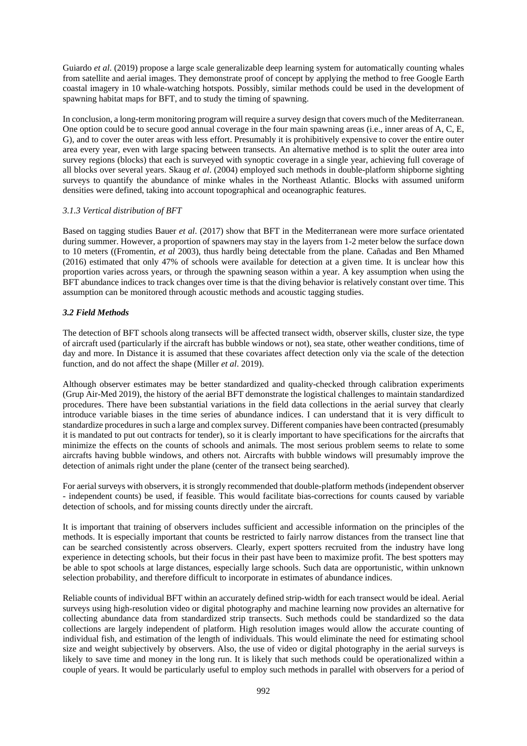Guiardo *et al*. (2019) propose a large scale generalizable deep learning system for automatically counting whales from satellite and aerial images. They demonstrate proof of concept by applying the method to free Google Earth coastal imagery in 10 whale-watching hotspots. Possibly, similar methods could be used in the development of spawning habitat maps for BFT, and to study the timing of spawning.

In conclusion, a long-term monitoring program will require a survey design that covers much of the Mediterranean. One option could be to secure good annual coverage in the four main spawning areas (i.e., inner areas of A, C, E, G), and to cover the outer areas with less effort. Presumably it is prohibitively expensive to cover the entire outer area every year, even with large spacing between transects. An alternative method is to split the outer area into survey regions (blocks) that each is surveyed with synoptic coverage in a single year, achieving full coverage of all blocks over several years. Skaug *et al*. (2004) employed such methods in double-platform shipborne sighting surveys to quantify the abundance of minke whales in the Northeast Atlantic. Blocks with assumed uniform densities were defined, taking into account topographical and oceanographic features.

### *3.1.3 Vertical distribution of BFT*

Based on tagging studies Bauer *et al*. (2017) show that BFT in the Mediterranean were more surface orientated during summer. However, a proportion of spawners may stay in the layers from 1-2 meter below the surface down to 10 meters ((Fromentin, *et al* 2003), thus hardly being detectable from the plane. Cañadas and Ben Mhamed (2016) estimated that only 47% of schools were available for detection at a given time. It is unclear how this proportion varies across years, or through the spawning season within a year. A key assumption when using the BFT abundance indices to track changes over time is that the diving behavior is relatively constant over time. This assumption can be monitored through acoustic methods and acoustic tagging studies.

## *3.2 Field Methods*

The detection of BFT schools along transects will be affected transect width, observer skills, cluster size, the type of aircraft used (particularly if the aircraft has bubble windows or not), sea state, other weather conditions, time of day and more. In Distance it is assumed that these covariates affect detection only via the scale of the detection function, and do not affect the shape (Miller *et al*. 2019).

Although observer estimates may be better standardized and quality-checked through calibration experiments (Grup Air-Med 2019), the history of the aerial BFT demonstrate the logistical challenges to maintain standardized procedures. There have been substantial variations in the field data collections in the aerial survey that clearly introduce variable biases in the time series of abundance indices. I can understand that it is very difficult to standardize procedures in such a large and complex survey. Different companies have been contracted (presumably it is mandated to put out contracts for tender), so it is clearly important to have specifications for the aircrafts that minimize the effects on the counts of schools and animals. The most serious problem seems to relate to some aircrafts having bubble windows, and others not. Aircrafts with bubble windows will presumably improve the detection of animals right under the plane (center of the transect being searched).

For aerial surveys with observers, it is strongly recommended that double-platform methods (independent observer - independent counts) be used, if feasible. This would facilitate bias-corrections for counts caused by variable detection of schools, and for missing counts directly under the aircraft.

It is important that training of observers includes sufficient and accessible information on the principles of the methods. It is especially important that counts be restricted to fairly narrow distances from the transect line that can be searched consistently across observers. Clearly, expert spotters recruited from the industry have long experience in detecting schools, but their focus in their past have been to maximize profit. The best spotters may be able to spot schools at large distances, especially large schools. Such data are opportunistic, within unknown selection probability, and therefore difficult to incorporate in estimates of abundance indices.

Reliable counts of individual BFT within an accurately defined strip-width for each transect would be ideal. Aerial surveys using high-resolution video or digital photography and machine learning now provides an alternative for collecting abundance data from standardized strip transects. Such methods could be standardized so the data collections are largely independent of platform. High resolution images would allow the accurate counting of individual fish, and estimation of the length of individuals. This would eliminate the need for estimating school size and weight subjectively by observers. Also, the use of video or digital photography in the aerial surveys is likely to save time and money in the long run. It is likely that such methods could be operationalized within a couple of years. It would be particularly useful to employ such methods in parallel with observers for a period of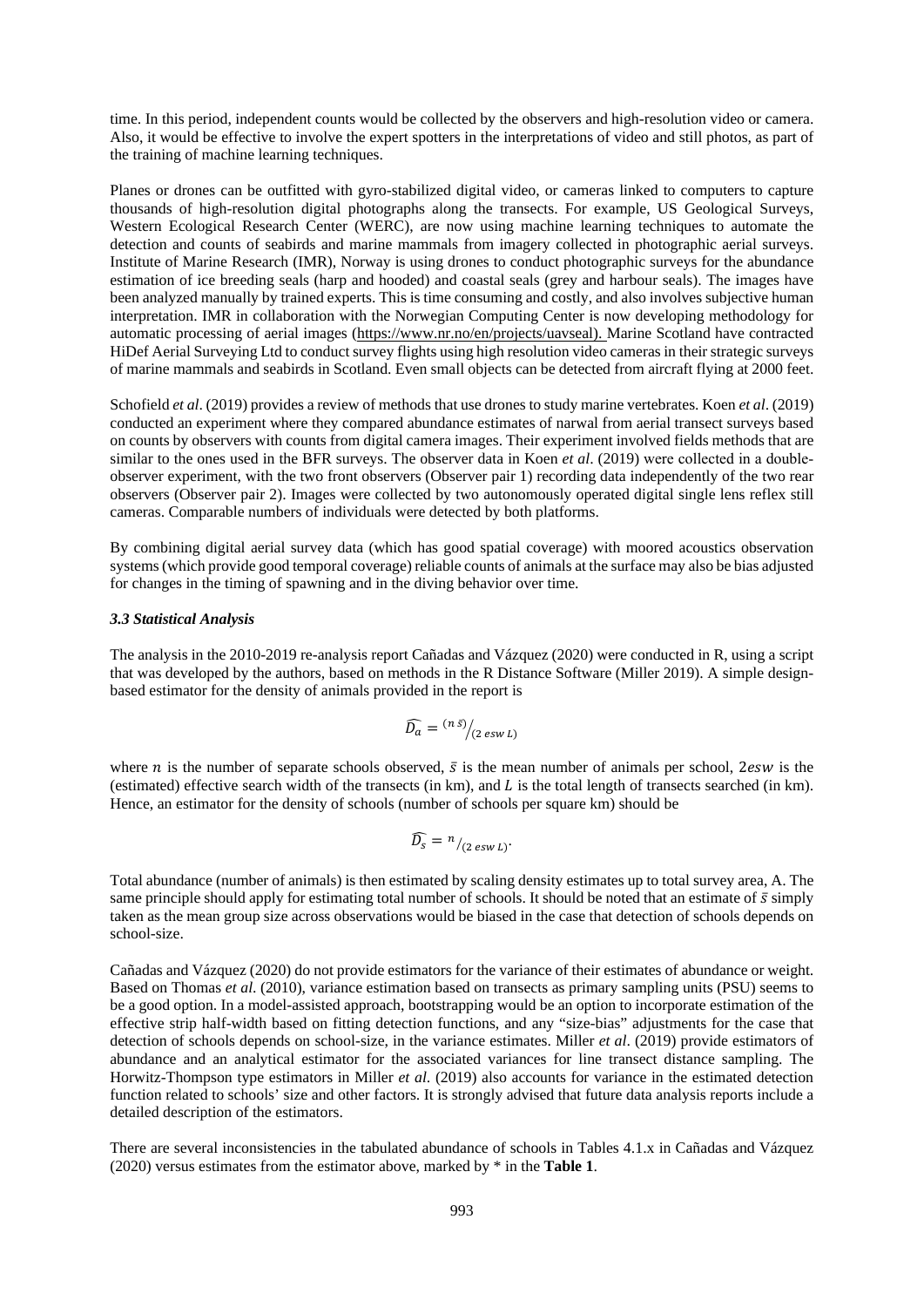time. In this period, independent counts would be collected by the observers and high-resolution video or camera. Also, it would be effective to involve the expert spotters in the interpretations of video and still photos, as part of the training of machine learning techniques.

Planes or drones can be outfitted with gyro-stabilized digital video, or cameras linked to computers to capture thousands of high-resolution digital photographs along the transects. For example, US Geological Surveys, Western Ecological Research Center (WERC), are now using machine learning techniques to automate the detection and counts of seabirds and marine mammals from imagery collected in photographic aerial surveys. Institute of Marine Research (IMR), Norway is using drones to conduct photographic surveys for the abundance estimation of ice breeding seals (harp and hooded) and coastal seals (grey and harbour seals). The images have been analyzed manually by trained experts. This is time consuming and costly, and also involves subjective human interpretation. IMR in collaboration with the Norwegian Computing Center is now developing methodology for automatic processing of aerial images (https://www.nr.no/en/projects/uavseal). Marine Scotland have contracted HiDef Aerial Surveying Ltd to conduct survey flights using high resolution video cameras in their strategic surveys of marine mammals and seabirds in Scotland. Even small objects can be detected from aircraft flying at 2000 feet.

Schofield *et al*. (2019) provides a review of methods that use drones to study marine vertebrates. Koen *et al*. (2019) conducted an experiment where they compared abundance estimates of narwal from aerial transect surveys based on counts by observers with counts from digital camera images. Their experiment involved fields methods that are similar to the ones used in the BFR surveys. The observer data in Koen *et al*. (2019) were collected in a double-observer experiment, with the two front observers (Observer pair 1) recording data independently of the two rear observers (Observer pair 2). Images were collected by two autonomously operated digital single lens reflex still cameras. Comparable numbers of individuals were detected by both platforms.

By combining digital aerial survey data (which has good spatial coverage) with moored acoustics observation systems (which provide good temporal coverage) reliable counts of animals at the surface may also be bias adjusted for changes in the timing of spawning and in the diving behavior over time.

### *3.3 Statistical Analysis*

The analysis in the 2010-2019 re-analysis report Cañadas and Vázquez (2020) were conducted in R, using a script that was developed by the authors, based on methods in the R Distance Software (Miller 2019). A simple design-based estimator for the density of animals provided in the report is

$$\widehat{D_a} = {}^{(n\,\bar{s})}\big/_{(2\,esw\,L)}$$

where $n$ is the number of separate schools observed, $\bar{s}$ is the mean number of animals per school, $2esw$ is the (estimated) effective search width of the transects (in km), and $L$ is the total length of transects searched (in km). Hence, an estimator for the density of schools (number of schools per square km) should be

$$\widehat{D_s} = {}^{n}\big/_{(2\,esw\,L)}.$$

Total abundance (number of animals) is then estimated by scaling density estimates up to total survey area, A. The same principle should apply for estimating total number of schools. It should be noted that an estimate of $\bar{s}$ simply taken as the mean group size across observations would be biased in the case that detection of schools depends on school-size.

Cañadas and Vázquez (2020) do not provide estimators for the variance of their estimates of abundance or weight. Based on Thomas *et al*. (2010), variance estimation based on transects as primary sampling units (PSU) seems to be a good option. In a model-assisted approach, bootstrapping would be an option to incorporate estimation of the effective strip half-width based on fitting detection functions, and any "size-bias" adjustments for the case that detection of schools depends on school-size, in the variance estimates. Miller *et al*. (2019) provide estimators of abundance and an analytical estimator for the associated variances for line transect distance sampling. The Horwitz-Thompson type estimators in Miller *et al*. (2019) also accounts for variance in the estimated detection function related to schools' size and other factors. It is strongly advised that future data analysis reports include a detailed description of the estimators.

There are several inconsistencies in the tabulated abundance of schools in Tables 4.1.x in Cañadas and Vázquez (2020) versus estimates from the estimator above, marked by * in the **Table 1**.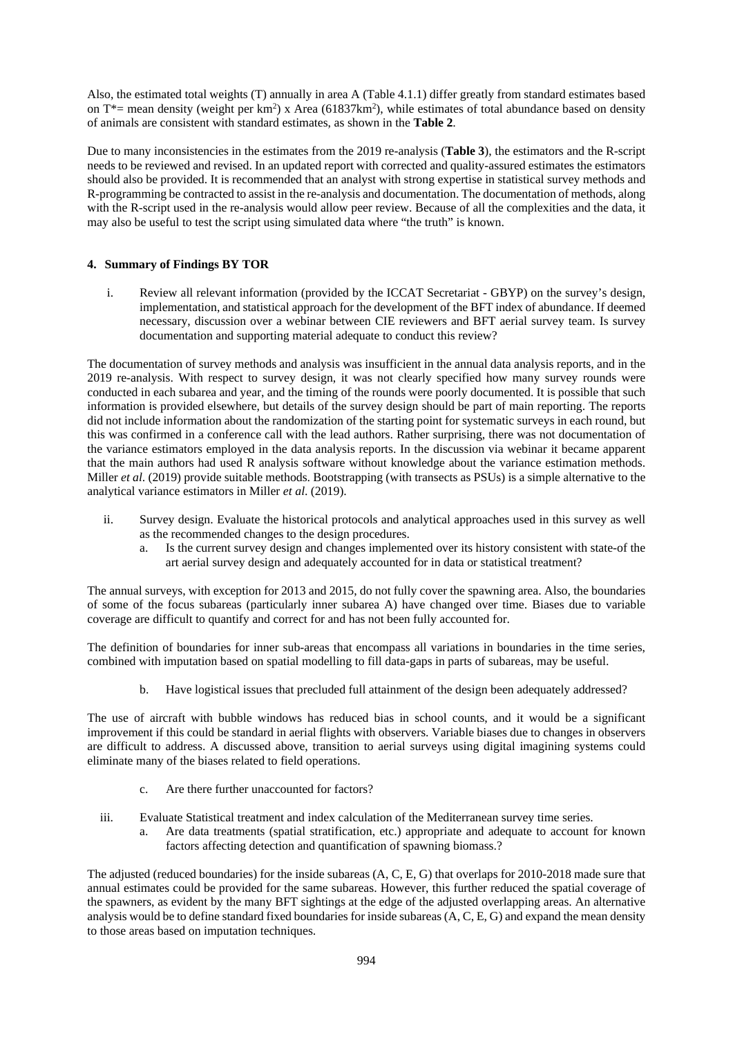Also, the estimated total weights (T) annually in area A (Table 4.1.1) differ greatly from standard estimates based on T*= mean density (weight per km$^2$) x Area (61837km$^2$), while estimates of total abundance based on density of animals are consistent with standard estimates, as shown in the **Table 2**.

Due to many inconsistencies in the estimates from the 2019 re-analysis (**Table 3**), the estimators and the R-script needs to be reviewed and revised. In an updated report with corrected and quality-assured estimates the estimators should also be provided. It is recommended that an analyst with strong expertise in statistical survey methods and R-programming be contracted to assist in the re-analysis and documentation. The documentation of methods, along with the R-script used in the re-analysis would allow peer review. Because of all the complexities and the data, it may also be useful to test the script using simulated data where "the truth" is known.

#### 4. Summary of Findings BY TOR

i. Review all relevant information (provided by the ICCAT Secretariat - GBYP) on the survey's design, implementation, and statistical approach for the development of the BFT index of abundance. If deemed necessary, discussion over a webinar between CIE reviewers and BFT aerial survey team. Is survey documentation and supporting material adequate to conduct this review?

The documentation of survey methods and analysis was insufficient in the annual data analysis reports, and in the 2019 re-analysis. With respect to survey design, it was not clearly specified how many survey rounds were conducted in each subarea and year, and the timing of the rounds were poorly documented. It is possible that such information is provided elsewhere, but details of the survey design should be part of main reporting. The reports did not include information about the randomization of the starting point for systematic surveys in each round, but this was confirmed in a conference call with the lead authors. Rather surprising, there was not documentation of the variance estimators employed in the data analysis reports. In the discussion via webinar it became apparent that the main authors had used R analysis software without knowledge about the variance estimation methods. Miller *et al.* (2019) provide suitable methods. Bootstrapping (with transects as PSUs) is a simple alternative to the analytical variance estimators in Miller *et al.* (2019).

ii. Survey design. Evaluate the historical protocols and analytical approaches used in this survey as well as the recommended changes to the design procedures.
   a. Is the current survey design and changes implemented over its history consistent with state-of the art aerial survey design and adequately accounted for in data or statistical treatment?

The annual surveys, with exception for 2013 and 2015, do not fully cover the spawning area. Also, the boundaries of some of the focus subareas (particularly inner subarea A) have changed over time. Biases due to variable coverage are difficult to quantify and correct for and has not been fully accounted for.

The definition of boundaries for inner sub-areas that encompass all variations in boundaries in the time series, combined with imputation based on spatial modelling to fill data-gaps in parts of subareas, may be useful.

   b. Have logistical issues that precluded full attainment of the design been adequately addressed?

The use of aircraft with bubble windows has reduced bias in school counts, and it would be a significant improvement if this could be standard in aerial flights with observers. Variable biases due to changes in observers are difficult to address. A discussed above, transition to aerial surveys using digital imagining systems could eliminate many of the biases related to field operations.

   c. Are there further unaccounted for factors?

iii. Evaluate Statistical treatment and index calculation of the Mediterranean survey time series.
   a. Are data treatments (spatial stratification, etc.) appropriate and adequate to account for known factors affecting detection and quantification of spawning biomass.?

The adjusted (reduced boundaries) for the inside subareas (A, C, E, G) that overlaps for 2010-2018 made sure that annual estimates could be provided for the same subareas. However, this further reduced the spatial coverage of the spawners, as evident by the many BFT sightings at the edge of the adjusted overlapping areas. An alternative analysis would be to define standard fixed boundaries for inside subareas (A, C, E, G) and expand the mean density to those areas based on imputation techniques.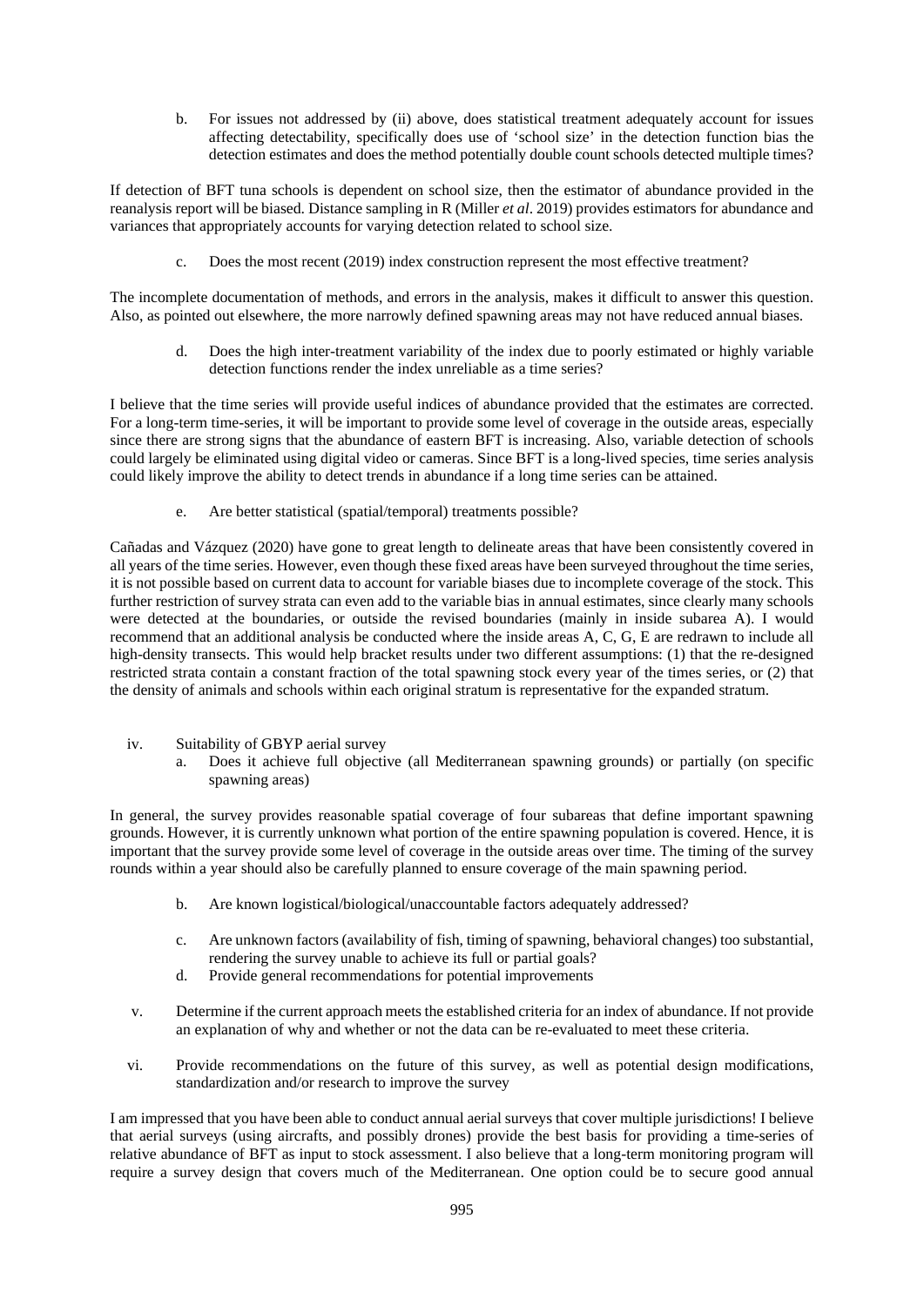b. For issues not addressed by (ii) above, does statistical treatment adequately account for issues affecting detectability, specifically does use of 'school size' in the detection function bias the detection estimates and does the method potentially double count schools detected multiple times?

If detection of BFT tuna schools is dependent on school size, then the estimator of abundance provided in the reanalysis report will be biased. Distance sampling in R (Miller *et al*. 2019) provides estimators for abundance and variances that appropriately accounts for varying detection related to school size.

c. Does the most recent (2019) index construction represent the most effective treatment?

The incomplete documentation of methods, and errors in the analysis, makes it difficult to answer this question. Also, as pointed out elsewhere, the more narrowly defined spawning areas may not have reduced annual biases.

d. Does the high inter-treatment variability of the index due to poorly estimated or highly variable detection functions render the index unreliable as a time series?

I believe that the time series will provide useful indices of abundance provided that the estimates are corrected. For a long-term time-series, it will be important to provide some level of coverage in the outside areas, especially since there are strong signs that the abundance of eastern BFT is increasing. Also, variable detection of schools could largely be eliminated using digital video or cameras. Since BFT is a long-lived species, time series analysis could likely improve the ability to detect trends in abundance if a long time series can be attained.

e. Are better statistical (spatial/temporal) treatments possible?

Cañadas and Vázquez (2020) have gone to great length to delineate areas that have been consistently covered in all years of the time series. However, even though these fixed areas have been surveyed throughout the time series, it is not possible based on current data to account for variable biases due to incomplete coverage of the stock. This further restriction of survey strata can even add to the variable bias in annual estimates, since clearly many schools were detected at the boundaries, or outside the revised boundaries (mainly in inside subarea A). I would recommend that an additional analysis be conducted where the inside areas A, C, G, E are redrawn to include all high-density transects. This would help bracket results under two different assumptions: (1) that the re-designed restricted strata contain a constant fraction of the total spawning stock every year of the times series, or (2) that the density of animals and schools within each original stratum is representative for the expanded stratum.

iv. Suitability of GBYP aerial survey

a. Does it achieve full objective (all Mediterranean spawning grounds) or partially (on specific spawning areas)

In general, the survey provides reasonable spatial coverage of four subareas that define important spawning grounds. However, it is currently unknown what portion of the entire spawning population is covered. Hence, it is important that the survey provide some level of coverage in the outside areas over time. The timing of the survey rounds within a year should also be carefully planned to ensure coverage of the main spawning period.

b. Are known logistical/biological/unaccountable factors adequately addressed?

c. Are unknown factors (availability of fish, timing of spawning, behavioral changes) too substantial, rendering the survey unable to achieve its full or partial goals?

d. Provide general recommendations for potential improvements

v. Determine if the current approach meets the established criteria for an index of abundance. If not provide an explanation of why and whether or not the data can be re-evaluated to meet these criteria.

vi. Provide recommendations on the future of this survey, as well as potential design modifications, standardization and/or research to improve the survey

I am impressed that you have been able to conduct annual aerial surveys that cover multiple jurisdictions! I believe that aerial surveys (using aircrafts, and possibly drones) provide the best basis for providing a time-series of relative abundance of BFT as input to stock assessment. I also believe that a long-term monitoring program will require a survey design that covers much of the Mediterranean. One option could be to secure good annual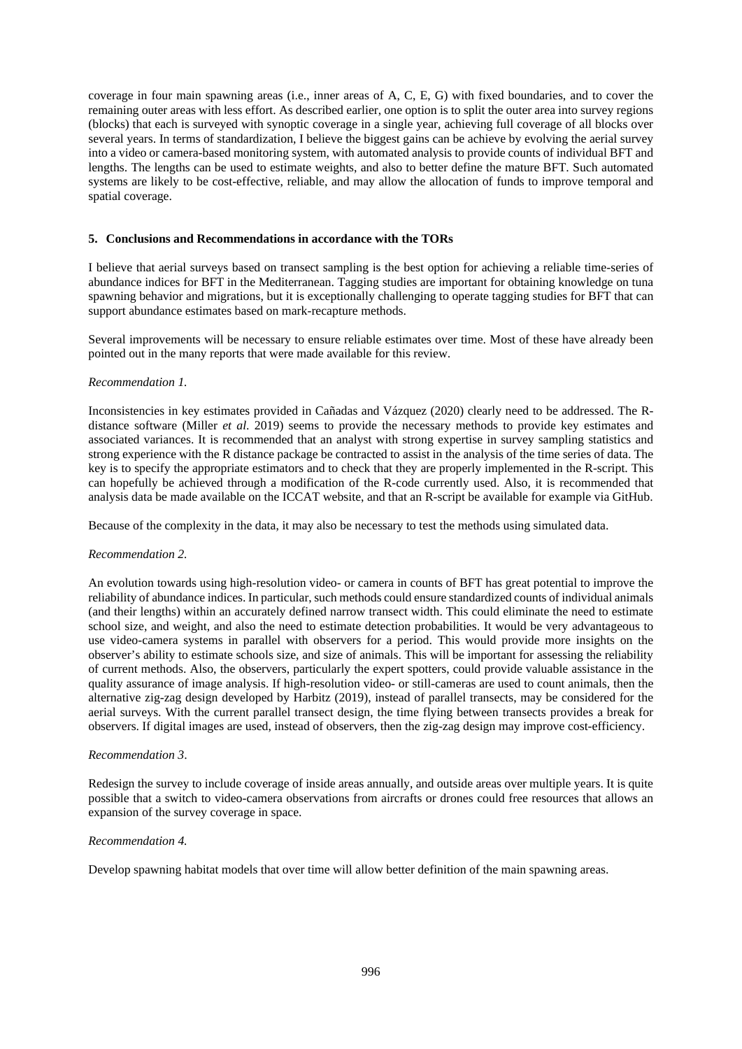coverage in four main spawning areas (i.e., inner areas of A, C, E, G) with fixed boundaries, and to cover the remaining outer areas with less effort. As described earlier, one option is to split the outer area into survey regions (blocks) that each is surveyed with synoptic coverage in a single year, achieving full coverage of all blocks over several years. In terms of standardization, I believe the biggest gains can be achieve by evolving the aerial survey into a video or camera-based monitoring system, with automated analysis to provide counts of individual BFT and lengths. The lengths can be used to estimate weights, and also to better define the mature BFT. Such automated systems are likely to be cost-effective, reliable, and may allow the allocation of funds to improve temporal and spatial coverage.

## 5. Conclusions and Recommendations in accordance with the TORs

I believe that aerial surveys based on transect sampling is the best option for achieving a reliable time-series of abundance indices for BFT in the Mediterranean. Tagging studies are important for obtaining knowledge on tuna spawning behavior and migrations, but it is exceptionally challenging to operate tagging studies for BFT that can support abundance estimates based on mark-recapture methods.

Several improvements will be necessary to ensure reliable estimates over time. Most of these have already been pointed out in the many reports that were made available for this review.

*Recommendation 1.*

Inconsistencies in key estimates provided in Cañadas and Vázquez (2020) clearly need to be addressed. The R-distance software (Miller *et al.* 2019) seems to provide the necessary methods to provide key estimates and associated variances. It is recommended that an analyst with strong expertise in survey sampling statistics and strong experience with the R distance package be contracted to assist in the analysis of the time series of data. The key is to specify the appropriate estimators and to check that they are properly implemented in the R-script. This can hopefully be achieved through a modification of the R-code currently used. Also, it is recommended that analysis data be made available on the ICCAT website, and that an R-script be available for example via GitHub.

Because of the complexity in the data, it may also be necessary to test the methods using simulated data.

*Recommendation 2.*

An evolution towards using high-resolution video- or camera in counts of BFT has great potential to improve the reliability of abundance indices. In particular, such methods could ensure standardized counts of individual animals (and their lengths) within an accurately defined narrow transect width. This could eliminate the need to estimate school size, and weight, and also the need to estimate detection probabilities. It would be very advantageous to use video-camera systems in parallel with observers for a period. This would provide more insights on the observer's ability to estimate schools size, and size of animals. This will be important for assessing the reliability of current methods. Also, the observers, particularly the expert spotters, could provide valuable assistance in the quality assurance of image analysis. If high-resolution video- or still-cameras are used to count animals, then the alternative zig-zag design developed by Harbitz (2019), instead of parallel transects, may be considered for the aerial surveys. With the current parallel transect design, the time flying between transects provides a break for observers. If digital images are used, instead of observers, then the zig-zag design may improve cost-efficiency.

*Recommendation 3*.

Redesign the survey to include coverage of inside areas annually, and outside areas over multiple years. It is quite possible that a switch to video-camera observations from aircrafts or drones could free resources that allows an expansion of the survey coverage in space.

*Recommendation 4.*

Develop spawning habitat models that over time will allow better definition of the main spawning areas.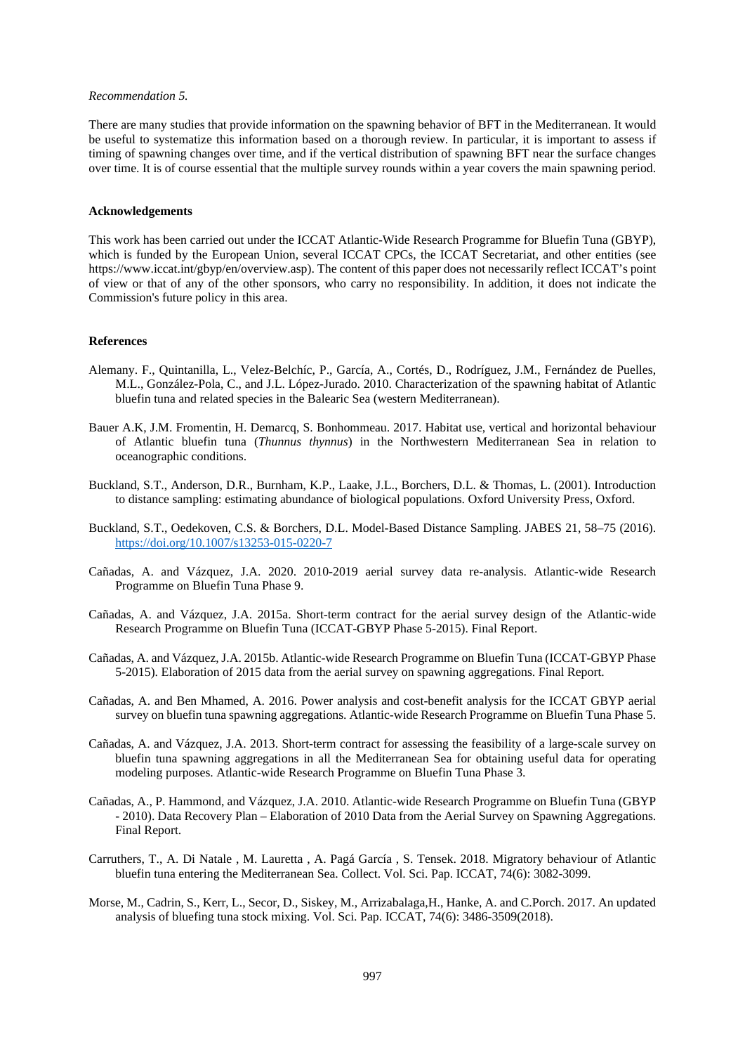*Recommendation 5.*

There are many studies that provide information on the spawning behavior of BFT in the Mediterranean. It would be useful to systematize this information based on a thorough review. In particular, it is important to assess if timing of spawning changes over time, and if the vertical distribution of spawning BFT near the surface changes over time. It is of course essential that the multiple survey rounds within a year covers the main spawning period.

**Acknowledgements**

This work has been carried out under the ICCAT Atlantic-Wide Research Programme for Bluefin Tuna (GBYP), which is funded by the European Union, several ICCAT CPCs, the ICCAT Secretariat, and other entities (see https://www.iccat.int/gbyp/en/overview.asp). The content of this paper does not necessarily reflect ICCAT's point of view or that of any of the other sponsors, who carry no responsibility. In addition, it does not indicate the Commission's future policy in this area.

**References**

Alemany. F., Quintanilla, L., Velez-Belchíc, P., García, A., Cortés, D., Rodríguez, J.M., Fernández de Puelles, M.L., González-Pola, C., and J.L. López-Jurado. 2010. Characterization of the spawning habitat of Atlantic bluefin tuna and related species in the Balearic Sea (western Mediterranean).

Bauer A.K, J.M. Fromentin, H. Demarcq, S. Bonhommeau. 2017. Habitat use, vertical and horizontal behaviour of Atlantic bluefin tuna (*Thunnus thynnus*) in the Northwestern Mediterranean Sea in relation to oceanographic conditions.

Buckland, S.T., Anderson, D.R., Burnham, K.P., Laake, J.L., Borchers, D.L. & Thomas, L. (2001). Introduction to distance sampling: estimating abundance of biological populations. Oxford University Press, Oxford.

Buckland, S.T., Oedekoven, C.S. & Borchers, D.L. Model-Based Distance Sampling. JABES 21, 58–75 (2016). https://doi.org/10.1007/s13253-015-0220-7

Cañadas, A. and Vázquez, J.A. 2020. 2010-2019 aerial survey data re-analysis. Atlantic-wide Research Programme on Bluefin Tuna Phase 9.

Cañadas, A. and Vázquez, J.A. 2015a. Short-term contract for the aerial survey design of the Atlantic-wide Research Programme on Bluefin Tuna (ICCAT-GBYP Phase 5-2015). Final Report.

Cañadas, A. and Vázquez, J.A. 2015b. Atlantic-wide Research Programme on Bluefin Tuna (ICCAT-GBYP Phase 5-2015). Elaboration of 2015 data from the aerial survey on spawning aggregations. Final Report.

Cañadas, A. and Ben Mhamed, A. 2016. Power analysis and cost-benefit analysis for the ICCAT GBYP aerial survey on bluefin tuna spawning aggregations. Atlantic-wide Research Programme on Bluefin Tuna Phase 5.

Cañadas, A. and Vázquez, J.A. 2013. Short-term contract for assessing the feasibility of a large-scale survey on bluefin tuna spawning aggregations in all the Mediterranean Sea for obtaining useful data for operating modeling purposes. Atlantic-wide Research Programme on Bluefin Tuna Phase 3.

Cañadas, A., P. Hammond, and Vázquez, J.A. 2010. Atlantic-wide Research Programme on Bluefin Tuna (GBYP - 2010). Data Recovery Plan – Elaboration of 2010 Data from the Aerial Survey on Spawning Aggregations. Final Report.

Carruthers, T., A. Di Natale , M. Lauretta , A. Pagá García , S. Tensek. 2018. Migratory behaviour of Atlantic bluefin tuna entering the Mediterranean Sea. Collect. Vol. Sci. Pap. ICCAT, 74(6): 3082-3099.

Morse, M., Cadrin, S., Kerr, L., Secor, D., Siskey, M., Arrizabalaga,H., Hanke, A. and C.Porch. 2017. An updated analysis of bluefing tuna stock mixing. Vol. Sci. Pap. ICCAT, 74(6): 3486-3509(2018).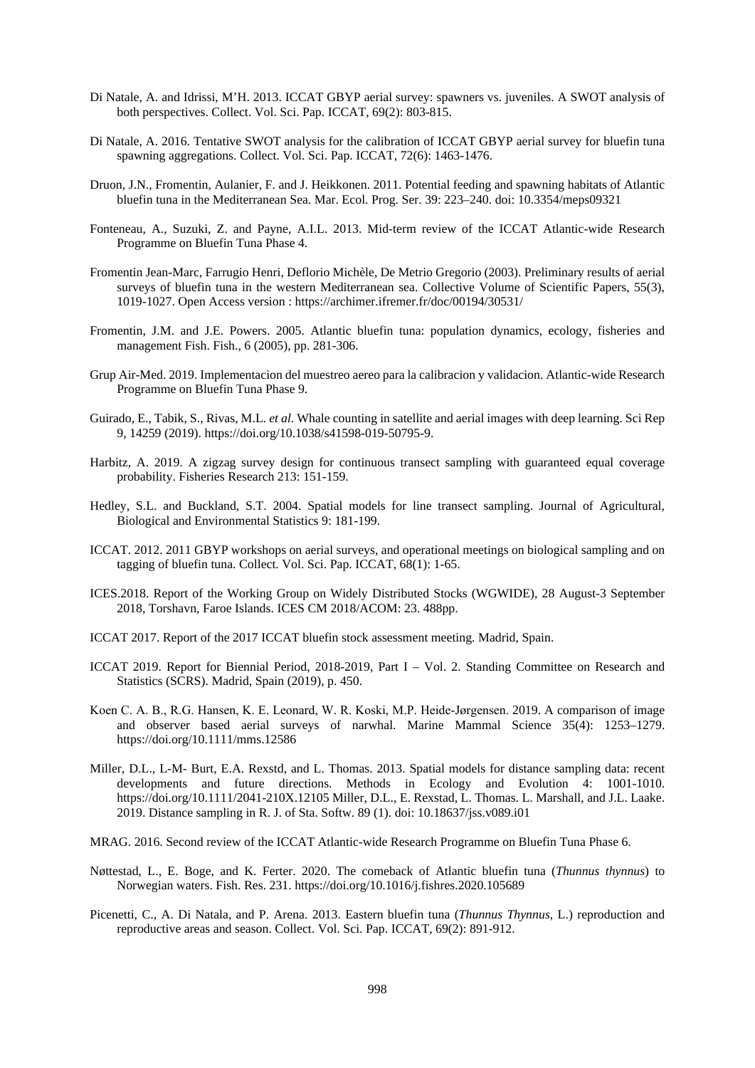Di Natale, A. and Idrissi, M'H. 2013. ICCAT GBYP aerial survey: spawners vs. juveniles. A SWOT analysis of both perspectives. Collect. Vol. Sci. Pap. ICCAT, 69(2): 803-815.

Di Natale, A. 2016. Tentative SWOT analysis for the calibration of ICCAT GBYP aerial survey for bluefin tuna spawning aggregations. Collect. Vol. Sci. Pap. ICCAT, 72(6): 1463-1476.

Druon, J.N., Fromentin, Aulanier, F. and J. Heikkonen. 2011. Potential feeding and spawning habitats of Atlantic bluefin tuna in the Mediterranean Sea. Mar. Ecol. Prog. Ser. 39: 223–240. doi: 10.3354/meps09321

Fonteneau, A., Suzuki, Z. and Payne, A.I.L. 2013. Mid-term review of the ICCAT Atlantic-wide Research Programme on Bluefin Tuna Phase 4.

Fromentin Jean-Marc, Farrugio Henri, Deflorio Michèle, De Metrio Gregorio (2003). Preliminary results of aerial surveys of bluefin tuna in the western Mediterranean sea. Collective Volume of Scientific Papers, 55(3), 1019-1027. Open Access version : https://archimer.ifremer.fr/doc/00194/30531/

Fromentin, J.M. and J.E. Powers. 2005. Atlantic bluefin tuna: population dynamics, ecology, fisheries and management Fish. Fish., 6 (2005), pp. 281-306.

Grup Air-Med. 2019. Implementacion del muestreo aereo para la calibracion y validacion. Atlantic-wide Research Programme on Bluefin Tuna Phase 9.

Guirado, E., Tabik, S., Rivas, M.L. *et al.* Whale counting in satellite and aerial images with deep learning. Sci Rep 9, 14259 (2019). https://doi.org/10.1038/s41598-019-50795-9.

Harbitz, A. 2019. A zigzag survey design for continuous transect sampling with guaranteed equal coverage probability. Fisheries Research 213: 151-159.

Hedley, S.L. and Buckland, S.T. 2004. Spatial models for line transect sampling. Journal of Agricultural, Biological and Environmental Statistics 9: 181-199.

ICCAT. 2012. 2011 GBYP workshops on aerial surveys, and operational meetings on biological sampling and on tagging of bluefin tuna. Collect. Vol. Sci. Pap. ICCAT, 68(1): 1-65.

ICES.2018. Report of the Working Group on Widely Distributed Stocks (WGWIDE), 28 August-3 September 2018, Torshavn, Faroe Islands. ICES CM 2018/ACOM: 23. 488pp.

ICCAT 2017. Report of the 2017 ICCAT bluefin stock assessment meeting. Madrid, Spain.

ICCAT 2019. Report for Biennial Period, 2018-2019, Part I – Vol. 2. Standing Committee on Research and Statistics (SCRS). Madrid, Spain (2019), p. 450.

Koen C. A. B., R.G. Hansen, K. E. Leonard, W. R. Koski, M.P. Heide-Jørgensen. 2019. A comparison of image and observer based aerial surveys of narwhal. Marine Mammal Science 35(4): 1253–1279. https://doi.org/10.1111/mms.12586

Miller, D.L., L-M- Burt, E.A. Rexstd, and L. Thomas. 2013. Spatial models for distance sampling data: recent developments and future directions. Methods in Ecology and Evolution 4: 1001-1010. https://doi.org/10.1111/2041-210X.12105 Miller, D.L., E. Rexstad, L. Thomas. L. Marshall, and J.L. Laake. 2019. Distance sampling in R. J. of Sta. Softw. 89 (1). doi: 10.18637/jss.v089.i01

MRAG. 2016. Second review of the ICCAT Atlantic-wide Research Programme on Bluefin Tuna Phase 6.

Nøttestad, L., E. Boge, and K. Ferter. 2020. The comeback of Atlantic bluefin tuna (*Thunnus thynnus*) to Norwegian waters. Fish. Res. 231. https://doi.org/10.1016/j.fishres.2020.105689

Picenetti, C., A. Di Natala, and P. Arena. 2013. Eastern bluefin tuna (*Thunnus Thynnus*, L.) reproduction and reproductive areas and season. Collect. Vol. Sci. Pap. ICCAT, 69(2): 891-912.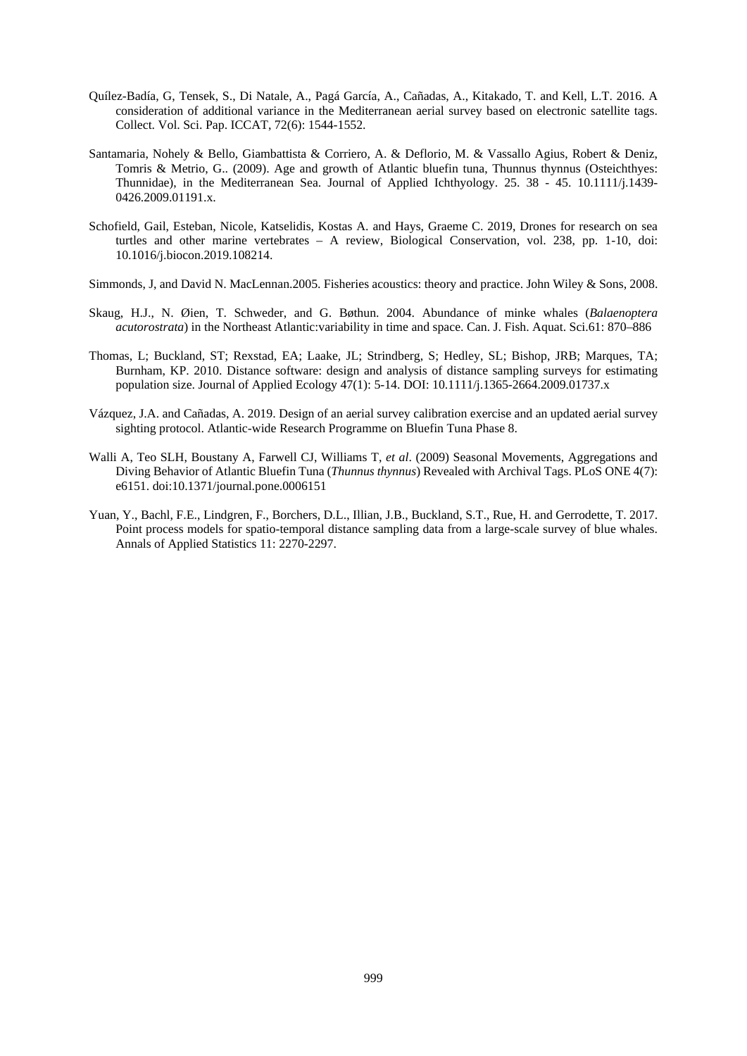Quílez-Badía, G, Tensek, S., Di Natale, A., Pagá García, A., Cañadas, A., Kitakado, T. and Kell, L.T. 2016. A consideration of additional variance in the Mediterranean aerial survey based on electronic satellite tags. Collect. Vol. Sci. Pap. ICCAT, 72(6): 1544-1552.

Santamaria, Nohely & Bello, Giambattista & Corriero, A. & Deflorio, M. & Vassallo Agius, Robert & Deniz, Tomris & Metrio, G.. (2009). Age and growth of Atlantic bluefin tuna, Thunnus thynnus (Osteichthyes: Thunnidae), in the Mediterranean Sea. Journal of Applied Ichthyology. 25. 38 - 45. 10.1111/j.1439-0426.2009.01191.x.

Schofield, Gail, Esteban, Nicole, Katselidis, Kostas A. and Hays, Graeme C. 2019, Drones for research on sea turtles and other marine vertebrates – A review, Biological Conservation, vol. 238, pp. 1-10, doi: 10.1016/j.biocon.2019.108214.

Simmonds, J, and David N. MacLennan.2005. Fisheries acoustics: theory and practice. John Wiley & Sons, 2008.

Skaug, H.J., N. Øien, T. Schweder, and G. Bøthun. 2004. Abundance of minke whales (*Balaenoptera acutorostrata*) in the Northeast Atlantic:variability in time and space. Can. J. Fish. Aquat. Sci.61: 870–886

Thomas, L; Buckland, ST; Rexstad, EA; Laake, JL; Strindberg, S; Hedley, SL; Bishop, JRB; Marques, TA; Burnham, KP. 2010. Distance software: design and analysis of distance sampling surveys for estimating population size. Journal of Applied Ecology 47(1): 5-14. DOI: 10.1111/j.1365-2664.2009.01737.x

Vázquez, J.A. and Cañadas, A. 2019. Design of an aerial survey calibration exercise and an updated aerial survey sighting protocol. Atlantic-wide Research Programme on Bluefin Tuna Phase 8.

Walli A, Teo SLH, Boustany A, Farwell CJ, Williams T, *et al*. (2009) Seasonal Movements, Aggregations and Diving Behavior of Atlantic Bluefin Tuna (*Thunnus thynnus*) Revealed with Archival Tags. PLoS ONE 4(7): e6151. doi:10.1371/journal.pone.0006151

Yuan, Y., Bachl, F.E., Lindgren, F., Borchers, D.L., Illian, J.B., Buckland, S.T., Rue, H. and Gerrodette, T. 2017. Point process models for spatio-temporal distance sampling data from a large-scale survey of blue whales. Annals of Applied Statistics 11: 2270-2297.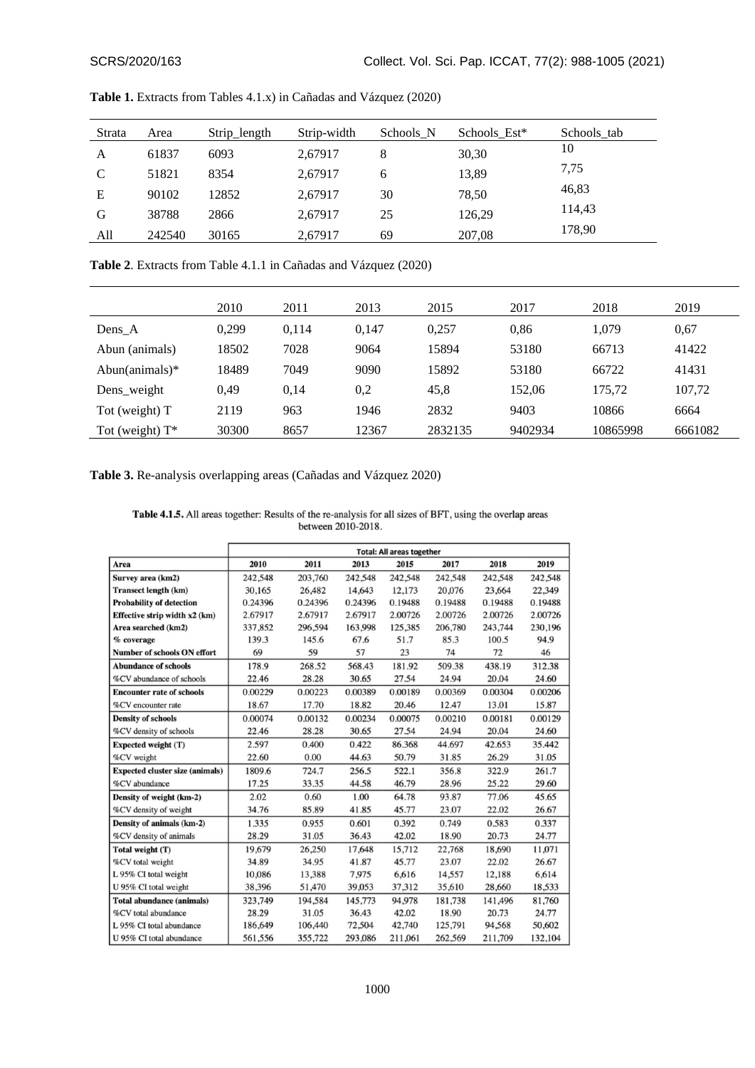**Table 1.** Extracts from Tables 4.1.x) in Cañadas and Vázquez (2020)

| Strata | Area | Strip_length | Strip-width | Schools_N | Schools_Est* | Schools_tab |
|---|---|---|---|---|---|---|
| A | 61837 | 6093 | 2,67917 | 8 | 30,30 | 10 |
| C | 51821 | 8354 | 2,67917 | 6 | 13,89 | 7,75 |
| E | 90102 | 12852 | 2,67917 | 30 | 78,50 | 46,83 |
| G | 38788 | 2866 | 2,67917 | 25 | 126,29 | 114,43 |
| All | 242540 | 30165 | 2,67917 | 69 | 207,08 | 178,90 |

**Table 2**. Extracts from Table 4.1.1 in Cañadas and Vázquez (2020)

| | 2010 | 2011 | 2013 | 2015 | 2017 | 2018 | 2019 |
|---|---|---|---|---|---|---|---|
| Dens_A | 0,299 | 0,114 | 0,147 | 0,257 | 0,86 | 1,079 | 0,67 |
| Abun (animals) | 18502 | 7028 | 9064 | 15894 | 53180 | 66713 | 41422 |
| Abun(animals)* | 18489 | 7049 | 9090 | 15892 | 53180 | 66722 | 41431 |
| Dens_weight | 0,49 | 0,14 | 0,2 | 45,8 | 152,06 | 175,72 | 107,72 |
| Tot (weight) T | 2119 | 963 | 1946 | 2832 | 9403 | 10866 | 6664 |
| Tot (weight) T* | 30300 | 8657 | 12367 | 2832135 | 9402934 | 10865998 | 6661082 |

**Table 3.** Re-analysis overlapping areas (Cañadas and Vázquez 2020)

**Table 4.1.5.** All areas together: Results of the re-analysis for all sizes of BFT, using the overlap areas between 2010-2018.

| | Total: All areas together | | | | | | |
|---|---|---|---|---|---|---|---|
| **Area** | **2010** | **2011** | **2013** | **2015** | **2017** | **2018** | **2019** |
| **Survey area (km2)** | 242,548 | 203,760 | 242,548 | 242,548 | 242,548 | 242,548 | 242,548 |
| **Transect length (km)** | 30,165 | 26,482 | 14,643 | 12,173 | 20,076 | 23,664 | 22,349 |
| **Probability of detection** | 0.24396 | 0.24396 | 0.24396 | 0.19488 | 0.19488 | 0.19488 | 0.19488 |
| **Effective strip width x2 (km)** | 2.67917 | 2.67917 | 2.67917 | 2.00726 | 2.00726 | 2.00726 | 2.00726 |
| **Area searched (km2)** | 337,852 | 296,594 | 163,998 | 125,385 | 206,780 | 243,744 | 230,196 |
| **% coverage** | 139.3 | 145.6 | 67.6 | 51.7 | 85.3 | 100.5 | 94.9 |
| **Number of schools ON effort** | 69 | 59 | 57 | 23 | 74 | 72 | 46 |
| **Abundance of schools** | 178.9 | 268.52 | 568.43 | 181.92 | 509.38 | 438.19 | 312.38 |
| %CV abundance of schools | 22.46 | 28.28 | 30.65 | 27.54 | 24.94 | 20.04 | 24.60 |
| **Encounter rate of schools** | 0.00229 | 0.00223 | 0.00389 | 0.00189 | 0.00369 | 0.00304 | 0.00206 |
| %CV encounter rate | 18.67 | 17.70 | 18.82 | 20.46 | 12.47 | 13.01 | 15.87 |
| **Density of schools** | 0.00074 | 0.00132 | 0.00234 | 0.00075 | 0.00210 | 0.00181 | 0.00129 |
| %CV density of schools | 22.46 | 28.28 | 30.65 | 27.54 | 24.94 | 20.04 | 24.60 |
| **Expected weight (T)** | 2.597 | 0.400 | 0.422 | 86.368 | 44.697 | 42.653 | 35.442 |
| %CV weight | 22.60 | 0.00 | 44.63 | 50.79 | 31.85 | 26.29 | 31.05 |
| **Expected cluster size (animals)** | 1809.6 | 724.7 | 256.5 | 522.1 | 356.8 | 322.9 | 261.7 |
| %CV abundance | 17.25 | 33.35 | 44.58 | 46.79 | 28.96 | 25.22 | 29.60 |
| **Density of weight (km-2)** | 2.02 | 0.60 | 1.00 | 64.78 | 93.87 | 77.06 | 45.65 |
| %CV density of weight | 34.76 | 85.89 | 41.85 | 45.77 | 23.07 | 22.02 | 26.67 |
| **Density of animals (km-2)** | 1.335 | 0.955 | 0.601 | 0.392 | 0.749 | 0.583 | 0.337 |
| %CV density of animals | 28.29 | 31.05 | 36.43 | 42.02 | 18.90 | 20.73 | 24.77 |
| **Total weight (T)** | 19,679 | 26,250 | 17,648 | 15,712 | 22,768 | 18,690 | 11,071 |
| %CV total weight | 34.89 | 34.95 | 41.87 | 45.77 | 23.07 | 22.02 | 26.67 |
| L 95% CI total weight | 10,086 | 13,388 | 7,975 | 6,616 | 14,557 | 12,188 | 6,614 |
| U 95% CI total weight | 38,396 | 51,470 | 39,053 | 37,312 | 35,610 | 28,660 | 18,533 |
| **Total abundance (animals)** | 323,749 | 194,584 | 145,773 | 94,978 | 181,738 | 141,496 | 81,760 |
| %CV total abundance | 28.29 | 31.05 | 36.43 | 42.02 | 18.90 | 20.73 | 24.77 |
| L 95% CI total abundance | 186,649 | 106,440 | 72,504 | 42,740 | 125,791 | 94,568 | 50,602 |
| U 95% CI total abundance | 561,556 | 355,722 | 293,086 | 211,061 | 262,569 | 211,709 | 132,104 |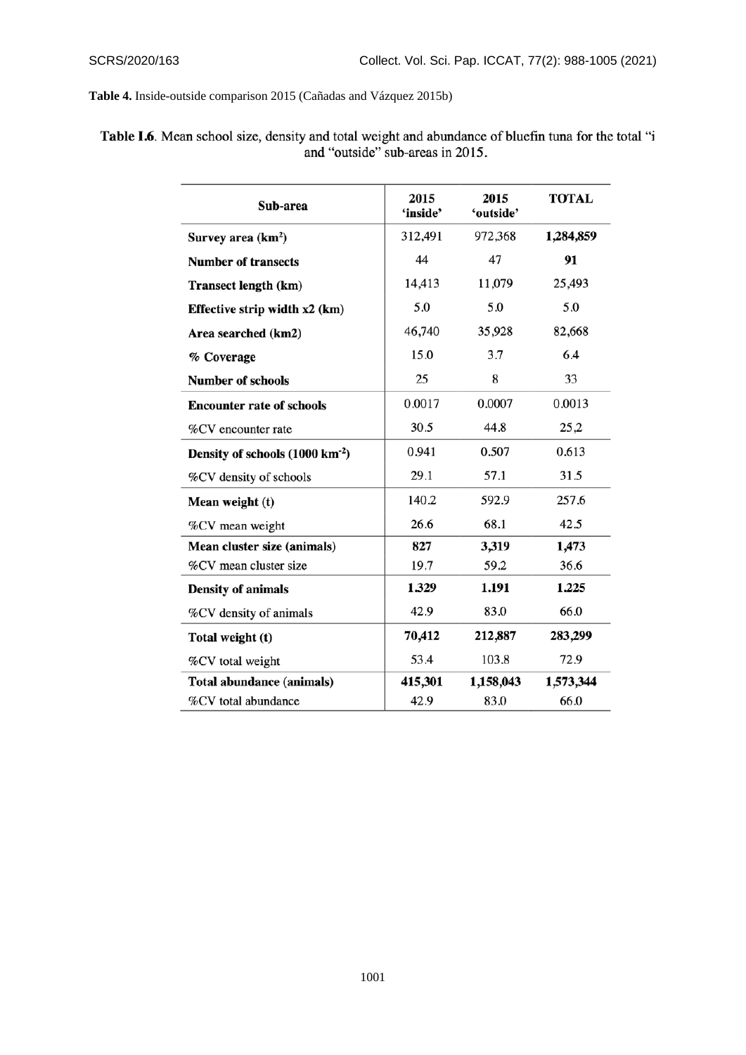**Table 4.** Inside-outside comparison 2015 (Cañadas and Vázquez 2015b)

**Table I.6**. Mean school size, density and total weight and abundance of bluefin tuna for the total "i and "outside" sub-areas in 2015.

| Sub-area | 2015 'inside' | 2015 'outside' | TOTAL |
|---|---|---|---|
| **Survey area (km²)** | 312,491 | 972,368 | **1,284,859** |
| **Number of transects** | 44 | 47 | **91** |
| **Transect length (km)** | 14,413 | 11,079 | 25,493 |
| **Effective strip width x2 (km)** | 5.0 | 5.0 | 5.0 |
| **Area searched (km2)** | 46,740 | 35,928 | 82,668 |
| **% Coverage** | 15.0 | 3.7 | 6.4 |
| **Number of schools** | 25 | 8 | 33 |
| **Encounter rate of schools** | 0.0017 | 0.0007 | 0.0013 |
| %CV encounter rate | 30.5 | 44.8 | 25.2 |
| **Density of schools (1000 km⁻²)** | 0.941 | 0.507 | 0.613 |
| %CV density of schools | 29.1 | 57.1 | 31.5 |
| **Mean weight** (t) | 140.2 | 592.9 | 257.6 |
| %CV mean weight | 26.6 | 68.1 | 42.5 |
| **Mean cluster size** (animals) | **827** | **3,319** | **1,473** |
| %CV mean cluster size | 19.7 | 59.2 | 36.6 |
| **Density of animals** | **1.329** | **1.191** | **1.225** |
| %CV density of animals | 42.9 | 83.0 | 66.0 |
| **Total weight (t)** | **70,412** | **212,887** | **283,299** |
| %CV total weight | 53.4 | 103.8 | 72.9 |
| **Total abundance** (animals) | **415,301** | **1,158,043** | **1,573,344** |
| %CV total abundance | 42.9 | 83.0 | 66.0 |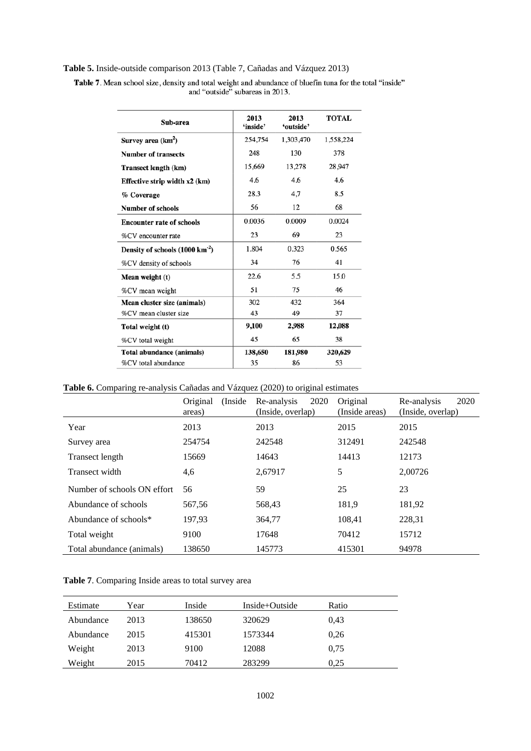**Table 5.** Inside-outside comparison 2013 (Table 7, Cañadas and Vázquez 2013)

**Table 7**. Mean school size, density and total weight and abundance of bluefin tuna for the total "inside" and "outside" subareas in 2013.

| Sub-area | 2013 'inside' | 2013 'outside' | TOTAL |
|---|---|---|---|
| **Survey area (km$^2$)** | 254,754 | 1,303,470 | 1,558,224 |
| **Number of transects** | 248 | 130 | 378 |
| **Transect length (km)** | 15,669 | 13,278 | 28,947 |
| **Effective strip width x2 (km)** | 4.6 | 4.6 | 4.6 |
| **% Coverage** | 28.3 | 4,7 | 8.5 |
| **Number of schools** | 56 | 12 | 68 |
| **Encounter rate of schools** | 0.0036 | 0.0009 | 0.0024 |
| %CV encounter rate | 23 | 69 | 23 |
| **Density of schools (1000 km$^{-2}$)** | 1.804 | 0.323 | 0.565 |
| %CV density of schools | 34 | 76 | 41 |
| **Mean weight** (t) | 22.6 | 5.5 | 15.0 |
| %CV mean weight | 51 | 75 | 46 |
| **Mean cluster size (animals)** | 302 | 432 | 364 |
| %CV mean cluster size | 43 | 49 | 37 |
| **Total weight (t)** | **9,100** | **2,988** | **12,088** |
| %CV total weight | 45 | 65 | 38 |
| **Total abundance (animals)** | **138,650** | **181,980** | **320,629** |
| %CV total abundance | 35 | 86 | 53 |

**Table 6.** Comparing re-analysis Cañadas and Vázquez (2020) to original estimates

| | Original (Inside areas) | Re-analysis 2020 (Inside, overlap) | Original (Inside areas) | Re-analysis 2020 (Inside, overlap) |
|---|---|---|---|---|
| Year | 2013 | 2013 | 2015 | 2015 |
| Survey area | 254754 | 242548 | 312491 | 242548 |
| Transect length | 15669 | 14643 | 14413 | 12173 |
| Transect width | 4,6 | 2,67917 | 5 | 2,00726 |
| Number of schools ON effort | 56 | 59 | 25 | 23 |
| Abundance of schools | 567,56 | 568,43 | 181,9 | 181,92 |
| Abundance of schools* | 197,93 | 364,77 | 108,41 | 228,31 |
| Total weight | 9100 | 17648 | 70412 | 15712 |
| Total abundance (animals) | 138650 | 145773 | 415301 | 94978 |

**Table 7**. Comparing Inside areas to total survey area

| Estimate | Year | Inside | Inside+Outside | Ratio |
|---|---|---|---|---|
| Abundance | 2013 | 138650 | 320629 | 0,43 |
| Abundance | 2015 | 415301 | 1573344 | 0,26 |
| Weight | 2013 | 9100 | 12088 | 0,75 |
| Weight | 2015 | 70412 | 283299 | 0,25 |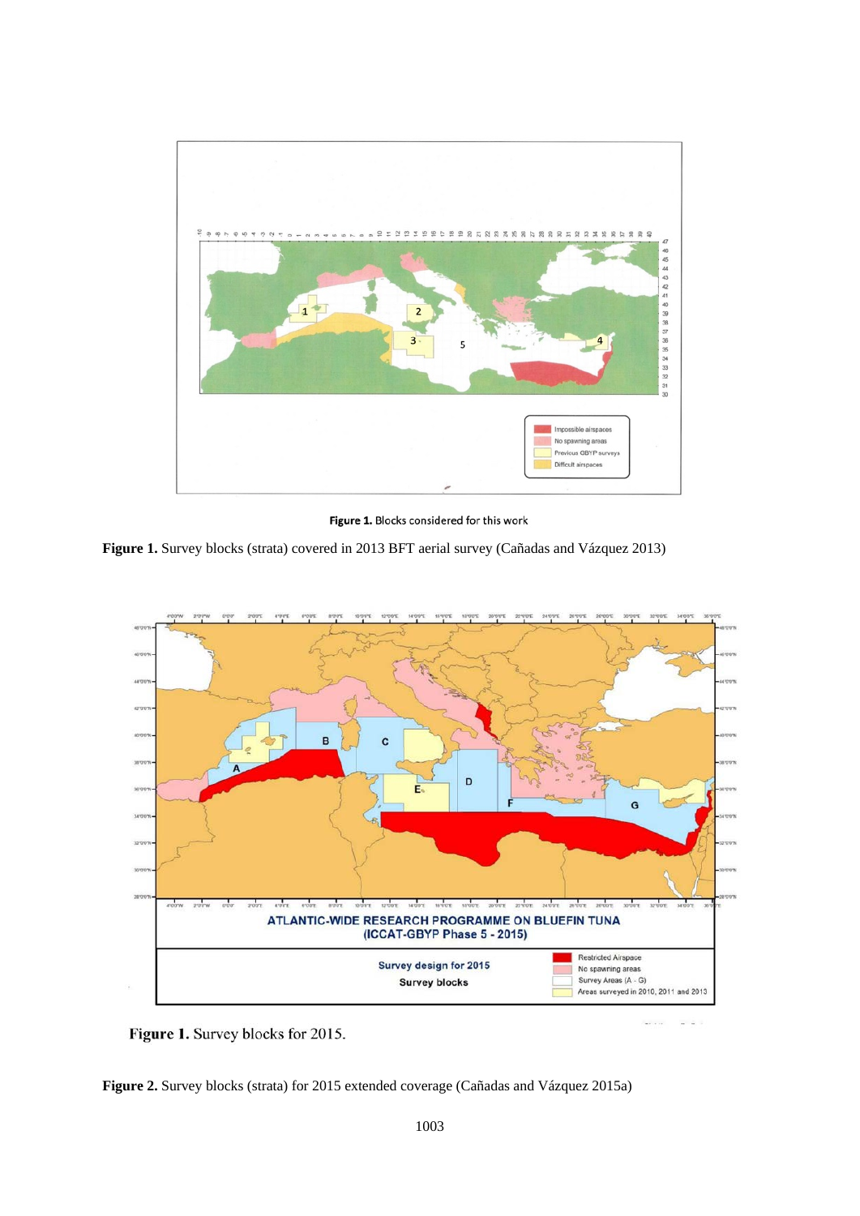**Figure 1.** Survey blocks (strata) covered in 2013 BFT aerial survey (Cañadas and Vázquez 2013)

**Figure 2.** Survey blocks (strata) for 2015 extended coverage (Cañadas and Vázquez 2015a)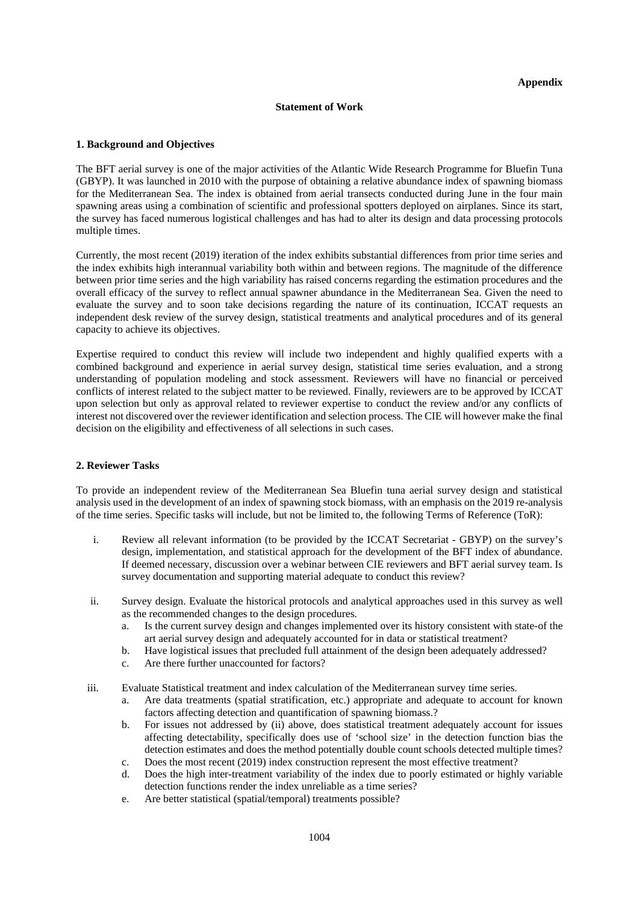**Appendix**

**Statement of Work**

**1. Background and Objectives**

The BFT aerial survey is one of the major activities of the Atlantic Wide Research Programme for Bluefin Tuna (GBYP). It was launched in 2010 with the purpose of obtaining a relative abundance index of spawning biomass for the Mediterranean Sea. The index is obtained from aerial transects conducted during June in the four main spawning areas using a combination of scientific and professional spotters deployed on airplanes. Since its start, the survey has faced numerous logistical challenges and has had to alter its design and data processing protocols multiple times.

Currently, the most recent (2019) iteration of the index exhibits substantial differences from prior time series and the index exhibits high interannual variability both within and between regions. The magnitude of the difference between prior time series and the high variability has raised concerns regarding the estimation procedures and the overall efficacy of the survey to reflect annual spawner abundance in the Mediterranean Sea. Given the need to evaluate the survey and to soon take decisions regarding the nature of its continuation, ICCAT requests an independent desk review of the survey design, statistical treatments and analytical procedures and of its general capacity to achieve its objectives.

Expertise required to conduct this review will include two independent and highly qualified experts with a combined background and experience in aerial survey design, statistical time series evaluation, and a strong understanding of population modeling and stock assessment. Reviewers will have no financial or perceived conflicts of interest related to the subject matter to be reviewed. Finally, reviewers are to be approved by ICCAT upon selection but only as approval related to reviewer expertise to conduct the review and/or any conflicts of interest not discovered over the reviewer identification and selection process. The CIE will however make the final decision on the eligibility and effectiveness of all selections in such cases.

**2. Reviewer Tasks**

To provide an independent review of the Mediterranean Sea Bluefin tuna aerial survey design and statistical analysis used in the development of an index of spawning stock biomass, with an emphasis on the 2019 re-analysis of the time series. Specific tasks will include, but not be limited to, the following Terms of Reference (ToR):

i. Review all relevant information (to be provided by the ICCAT Secretariat - GBYP) on the survey's design, implementation, and statistical approach for the development of the BFT index of abundance. If deemed necessary, discussion over a webinar between CIE reviewers and BFT aerial survey team. Is survey documentation and supporting material adequate to conduct this review?

ii. Survey design. Evaluate the historical protocols and analytical approaches used in this survey as well as the recommended changes to the design procedures.
   a. Is the current survey design and changes implemented over its history consistent with state-of the art aerial survey design and adequately accounted for in data or statistical treatment?
   b. Have logistical issues that precluded full attainment of the design been adequately addressed?
   c. Are there further unaccounted for factors?

iii. Evaluate Statistical treatment and index calculation of the Mediterranean survey time series.
   a. Are data treatments (spatial stratification, etc.) appropriate and adequate to account for known factors affecting detection and quantification of spawning biomass.?
   b. For issues not addressed by (ii) above, does statistical treatment adequately account for issues affecting detectability, specifically does use of 'school size' in the detection function bias the detection estimates and does the method potentially double count schools detected multiple times?
   c. Does the most recent (2019) index construction represent the most effective treatment?
   d. Does the high inter-treatment variability of the index due to poorly estimated or highly variable detection functions render the index unreliable as a time series?
   e. Are better statistical (spatial/temporal) treatments possible?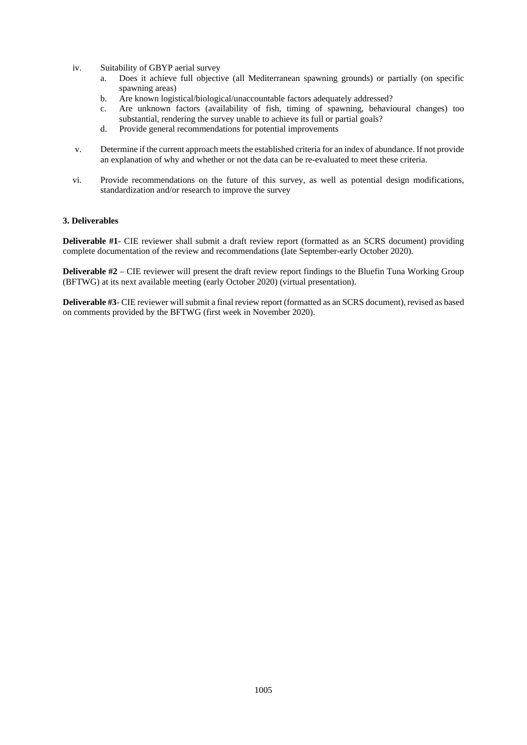iv. Suitability of GBYP aerial survey
   a. Does it achieve full objective (all Mediterranean spawning grounds) or partially (on specific spawning areas)
   b. Are known logistical/biological/unaccountable factors adequately addressed?
   c. Are unknown factors (availability of fish, timing of spawning, behavioural changes) too substantial, rendering the survey unable to achieve its full or partial goals?
   d. Provide general recommendations for potential improvements

v. Determine if the current approach meets the established criteria for an index of abundance. If not provide an explanation of why and whether or not the data can be re-evaluated to meet these criteria.

vi. Provide recommendations on the future of this survey, as well as potential design modifications, standardization and/or research to improve the survey

### 3. Deliverables

**Deliverable #1**- CIE reviewer shall submit a draft review report (formatted as an SCRS document) providing complete documentation of the review and recommendations (late September-early October 2020).

**Deliverable #2** – CIE reviewer will present the draft review report findings to the Bluefin Tuna Working Group (BFTWG) at its next available meeting (early October 2020) (virtual presentation).

**Deliverable #3**- CIE reviewer will submit a final review report (formatted as an SCRS document), revised as based on comments provided by the BFTWG (first week in November 2020).